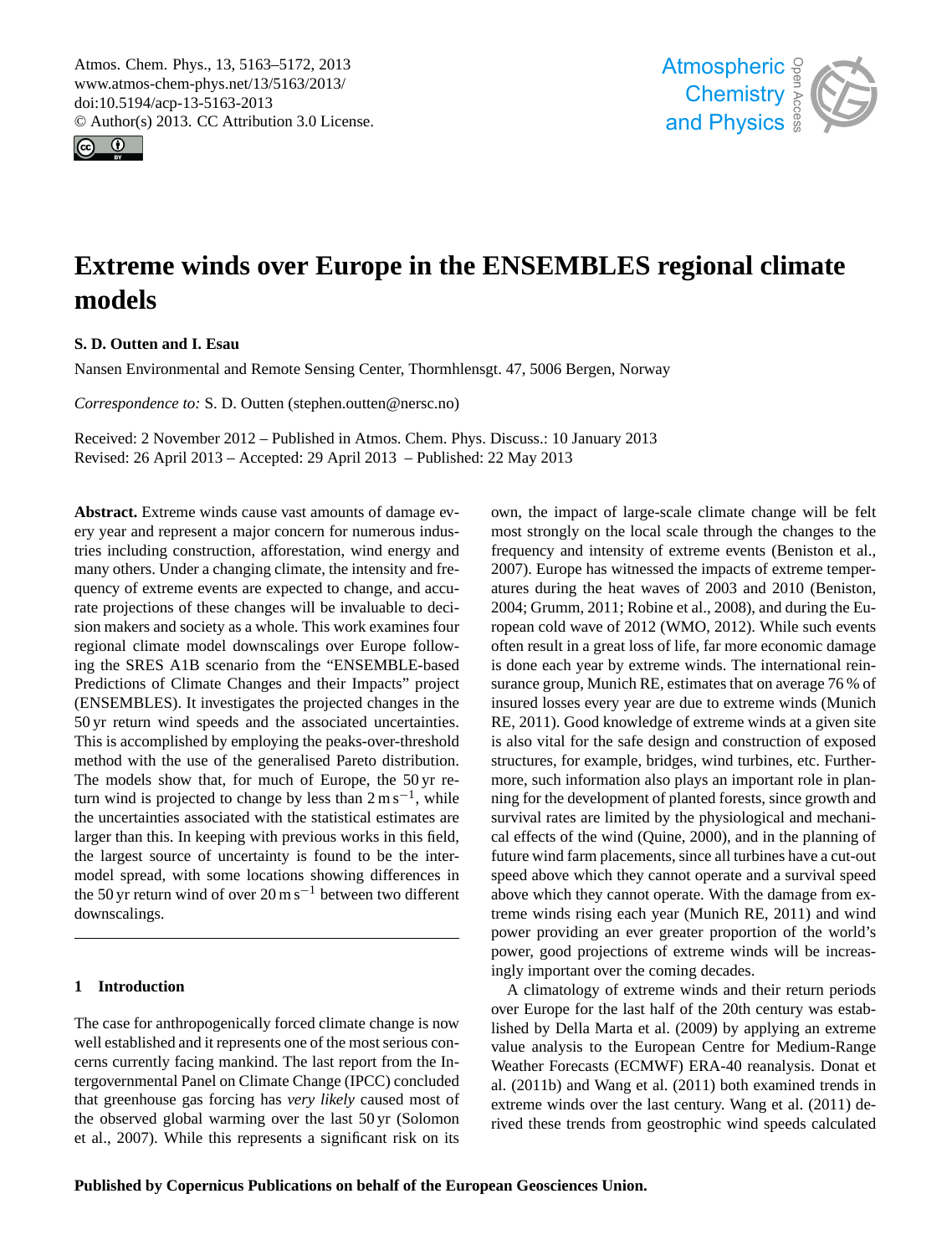# Extreme winds over Europe in the ENSEMBLES regional climate models

**S. D. Outten and I. Esau**

Nansen Environmental and Remote Sensing Center, Thormhlensgt. 47, 5006 Bergen, Norway

*Correspondence to:* S. D. Outten (stephen.outten@nersc.no)

Received: 2 November 2012 – Published in Atmos. Chem. Phys. Discuss.: 10 January 2013
Revised: 26 April 2013 – Accepted: 29 April 2013 – Published: 22 May 2013

**Abstract.** Extreme winds cause vast amounts of damage every year and represent a major concern for numerous industries including construction, afforestation, wind energy and many others. Under a changing climate, the intensity and frequency of extreme events are expected to change, and accurate projections of these changes will be invaluable to decision makers and society as a whole. This work examines four regional climate model downscalings over Europe following the SRES A1B scenario from the "ENSEMBLE-based Predictions of Climate Changes and their Impacts" project (ENSEMBLES). It investigates the projected changes in the 50 yr return wind speeds and the associated uncertainties. This is accomplished by employing the peaks-over-threshold method with the use of the generalised Pareto distribution. The models show that, for much of Europe, the 50 yr return wind is projected to change by less than $2\,\mathrm{m\,s^{-1}}$, while the uncertainties associated with the statistical estimates are larger than this. In keeping with previous works in this field, the largest source of uncertainty is found to be the inter-model spread, with some locations showing differences in the 50 yr return wind of over $20\,\mathrm{m\,s^{-1}}$ between two different downscalings.

## 1 Introduction

The case for anthropogenically forced climate change is now well established and it represents one of the most serious concerns currently facing mankind. The last report from the Intergovernmental Panel on Climate Change (IPCC) concluded that greenhouse gas forcing has *very likely* caused most of the observed global warming over the last 50 yr (Solomon et al., 2007). While this represents a significant risk on its own, the impact of large-scale climate change will be felt most strongly on the local scale through the changes to the frequency and intensity of extreme events (Beniston et al., 2007). Europe has witnessed the impacts of extreme temperatures during the heat waves of 2003 and 2010 (Beniston, 2004; Grumm, 2011; Robine et al., 2008), and during the European cold wave of 2012 (WMO, 2012). While such events often result in a great loss of life, far more economic damage is done each year by extreme winds. The international reinsurance group, Munich RE, estimates that on average 76 % of insured losses every year are due to extreme winds (Munich RE, 2011). Good knowledge of extreme winds at a given site is also vital for the safe design and construction of exposed structures, for example, bridges, wind turbines, etc. Furthermore, such information also plays an important role in planning for the development of planted forests, since growth and survival rates are limited by the physiological and mechanical effects of the wind (Quine, 2000), and in the planning of future wind farm placements, since all turbines have a cut-out speed above which they cannot operate and a survival speed above which they cannot operate. With the damage from extreme winds rising each year (Munich RE, 2011) and wind power providing an ever greater proportion of the world's power, good projections of extreme winds will be increasingly important over the coming decades.

A climatology of extreme winds and their return periods over Europe for the last half of the 20th century was established by Della Marta et al. (2009) by applying an extreme value analysis to the European Centre for Medium-Range Weather Forecasts (ECMWF) ERA-40 reanalysis. Donat et al. (2011b) and Wang et al. (2011) both examined trends in extreme winds over the last century. Wang et al. (2011) derived these trends from geostrophic wind speeds calculated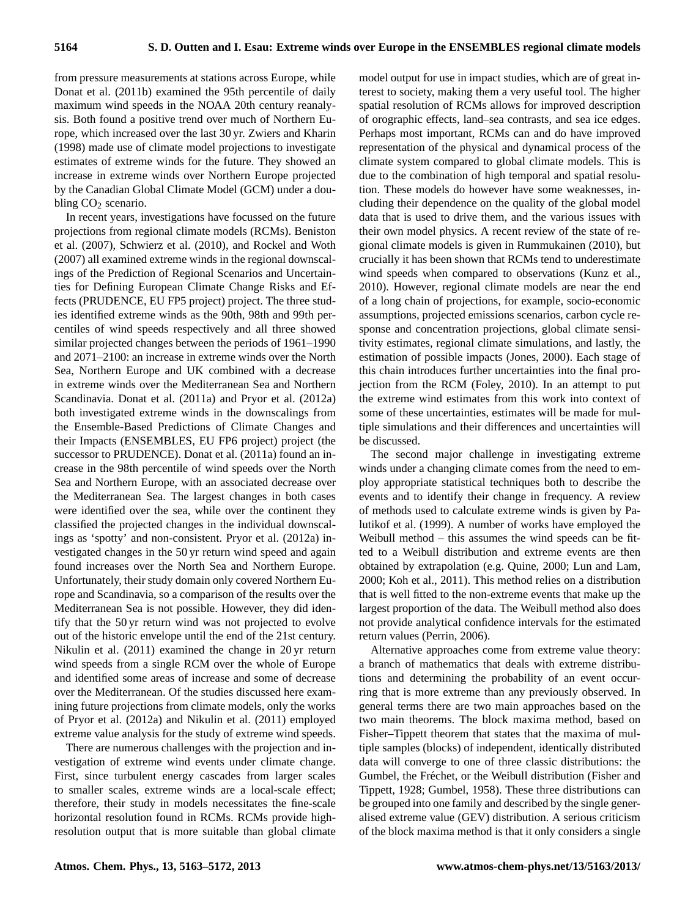from pressure measurements at stations across Europe, while Donat et al. (2011b) examined the 95th percentile of daily maximum wind speeds in the NOAA 20th century reanalysis. Both found a positive trend over much of Northern Europe, which increased over the last 30 yr. Zwiers and Kharin (1998) made use of climate model projections to investigate estimates of extreme winds for the future. They showed an increase in extreme winds over Northern Europe projected by the Canadian Global Climate Model (GCM) under a doubling $CO_2$ scenario.

In recent years, investigations have focussed on the future projections from regional climate models (RCMs). Beniston et al. (2007), Schwierz et al. (2010), and Rockel and Woth (2007) all examined extreme winds in the regional downscalings of the Prediction of Regional Scenarios and Uncertainties for Defining European Climate Change Risks and Effects (PRUDENCE, EU FP5 project) project. The three studies identified extreme winds as the 90th, 98th and 99th percentiles of wind speeds respectively and all three showed similar projected changes between the periods of 1961–1990 and 2071–2100: an increase in extreme winds over the North Sea, Northern Europe and UK combined with a decrease in extreme winds over the Mediterranean Sea and Northern Scandinavia. Donat et al. (2011a) and Pryor et al. (2012a) both investigated extreme winds in the downscalings from the Ensemble-Based Predictions of Climate Changes and their Impacts (ENSEMBLES, EU FP6 project) project (the successor to PRUDENCE). Donat et al. (2011a) found an increase in the 98th percentile of wind speeds over the North Sea and Northern Europe, with an associated decrease over the Mediterranean Sea. The largest changes in both cases were identified over the sea, while over the continent they classified the projected changes in the individual downscalings as 'spotty' and non-consistent. Pryor et al. (2012a) investigated changes in the 50 yr return wind speed and again found increases over the North Sea and Northern Europe. Unfortunately, their study domain only covered Northern Europe and Scandinavia, so a comparison of the results over the Mediterranean Sea is not possible. However, they did identify that the 50 yr return wind was not projected to evolve out of the historic envelope until the end of the 21st century. Nikulin et al. (2011) examined the change in 20 yr return wind speeds from a single RCM over the whole of Europe and identified some areas of increase and some of decrease over the Mediterranean. Of the studies discussed here examining future projections from climate models, only the works of Pryor et al. (2012a) and Nikulin et al. (2011) employed extreme value analysis for the study of extreme wind speeds.

There are numerous challenges with the projection and investigation of extreme wind events under climate change. First, since turbulent energy cascades from larger scales to smaller scales, extreme winds are a local-scale effect; therefore, their study in models necessitates the fine-scale horizontal resolution found in RCMs. RCMs provide high-resolution output that is more suitable than global climate model output for use in impact studies, which are of great interest to society, making them a very useful tool. The higher spatial resolution of RCMs allows for improved description of orographic effects, land–sea contrasts, and sea ice edges. Perhaps most important, RCMs can and do have improved representation of the physical and dynamical process of the climate system compared to global climate models. This is due to the combination of high temporal and spatial resolution. These models do however have some weaknesses, including their dependence on the quality of the global model data that is used to drive them, and the various issues with their own model physics. A recent review of the state of regional climate models is given in Rummukainen (2010), but crucially it has been shown that RCMs tend to underestimate wind speeds when compared to observations (Kunz et al., 2010). However, regional climate models are near the end of a long chain of projections, for example, socio-economic assumptions, projected emissions scenarios, carbon cycle response and concentration projections, global climate sensitivity estimates, regional climate simulations, and lastly, the estimation of possible impacts (Jones, 2000). Each stage of this chain introduces further uncertainties into the final projection from the RCM (Foley, 2010). In an attempt to put the extreme wind estimates from this work into context of some of these uncertainties, estimates will be made for multiple simulations and their differences and uncertainties will be discussed.

The second major challenge in investigating extreme winds under a changing climate comes from the need to employ appropriate statistical techniques both to describe the events and to identify their change in frequency. A review of methods used to calculate extreme winds is given by Palutikof et al. (1999). A number of works have employed the Weibull method – this assumes the wind speeds can be fitted to a Weibull distribution and extreme events are then obtained by extrapolation (e.g. Quine, 2000; Lun and Lam, 2000; Koh et al., 2011). This method relies on a distribution that is well fitted to the non-extreme events that make up the largest proportion of the data. The Weibull method also does not provide analytical confidence intervals for the estimated return values (Perrin, 2006).

Alternative approaches come from extreme value theory: a branch of mathematics that deals with extreme distributions and determining the probability of an event occurring that is more extreme than any previously observed. In general terms there are two main approaches based on the two main theorems. The block maxima method, based on Fisher–Tippett theorem that states that the maxima of multiple samples (blocks) of independent, identically distributed data will converge to one of three classic distributions: the Gumbel, the Fréchet, or the Weibull distribution (Fisher and Tippett, 1928; Gumbel, 1958). These three distributions can be grouped into one family and described by the single generalised extreme value (GEV) distribution. A serious criticism of the block maxima method is that it only considers a single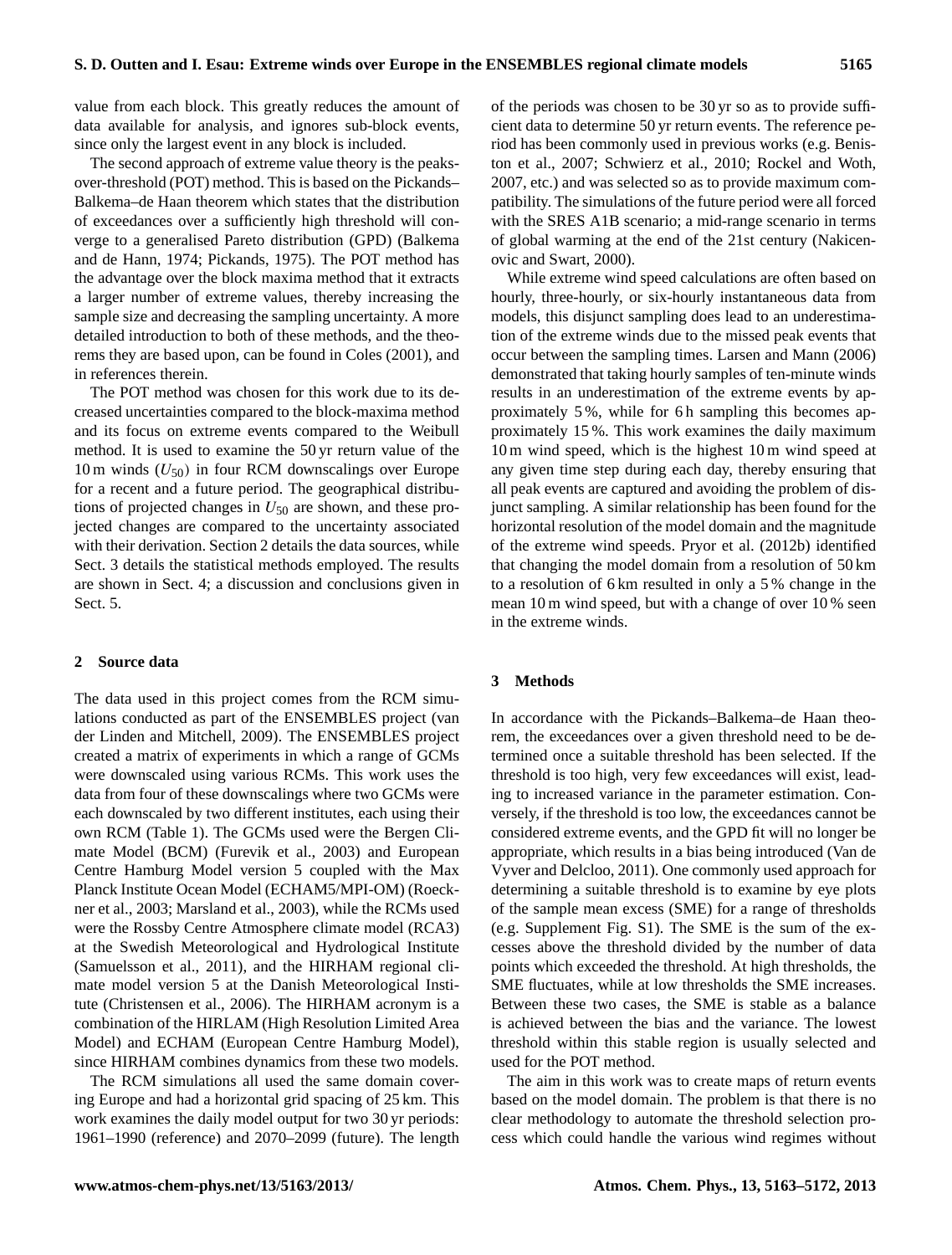value from each block. This greatly reduces the amount of data available for analysis, and ignores sub-block events, since only the largest event in any block is included.

The second approach of extreme value theory is the peaks-over-threshold (POT) method. This is based on the Pickands–Balkema–de Haan theorem which states that the distribution of exceedances over a sufficiently high threshold will converge to a generalised Pareto distribution (GPD) (Balkema and de Hann, 1974; Pickands, 1975). The POT method has the advantage over the block maxima method that it extracts a larger number of extreme values, thereby increasing the sample size and decreasing the sampling uncertainty. A more detailed introduction to both of these methods, and the theorems they are based upon, can be found in Coles (2001), and in references therein.

The POT method was chosen for this work due to its decreased uncertainties compared to the block-maxima method and its focus on extreme events compared to the Weibull method. It is used to examine the 50 yr return value of the 10 m winds ($U_{50}$) in four RCM downscalings over Europe for a recent and a future period. The geographical distributions of projected changes in $U_{50}$ are shown, and these projected changes are compared to the uncertainty associated with their derivation. Section 2 details the data sources, while Sect. 3 details the statistical methods employed. The results are shown in Sect. 4; a discussion and conclusions given in Sect. 5.

## 2 Source data

The data used in this project comes from the RCM simulations conducted as part of the ENSEMBLES project (van der Linden and Mitchell, 2009). The ENSEMBLES project created a matrix of experiments in which a range of GCMs were downscaled using various RCMs. This work uses the data from four of these downscalings where two GCMs were each downscaled by two different institutes, each using their own RCM (Table 1). The GCMs used were the Bergen Climate Model (BCM) (Furevik et al., 2003) and European Centre Hamburg Model version 5 coupled with the Max Planck Institute Ocean Model (ECHAM5/MPI-OM) (Roeckner et al., 2003; Marsland et al., 2003), while the RCMs used were the Rossby Centre Atmosphere climate model (RCA3) at the Swedish Meteorological and Hydrological Institute (Samuelsson et al., 2011), and the HIRHAM regional climate model version 5 at the Danish Meteorological Institute (Christensen et al., 2006). The HIRHAM acronym is a combination of the HIRLAM (High Resolution Limited Area Model) and ECHAM (European Centre Hamburg Model), since HIRHAM combines dynamics from these two models.

The RCM simulations all used the same domain covering Europe and had a horizontal grid spacing of 25 km. This work examines the daily model output for two 30 yr periods: 1961–1990 (reference) and 2070–2099 (future). The length of the periods was chosen to be 30 yr so as to provide sufficient data to determine 50 yr return events. The reference period has been commonly used in previous works (e.g. Beniston et al., 2007; Schwierz et al., 2010; Rockel and Woth, 2007, etc.) and was selected so as to provide maximum compatibility. The simulations of the future period were all forced with the SRES A1B scenario; a mid-range scenario in terms of global warming at the end of the 21st century (Nakicenovic and Swart, 2000).

While extreme wind speed calculations are often based on hourly, three-hourly, or six-hourly instantaneous data from models, this disjunct sampling does lead to an underestimation of the extreme winds due to the missed peak events that occur between the sampling times. Larsen and Mann (2006) demonstrated that taking hourly samples of ten-minute winds results in an underestimation of the extreme events by approximately 5 %, while for 6 h sampling this becomes approximately 15 %. This work examines the daily maximum 10 m wind speed, which is the highest 10 m wind speed at any given time step during each day, thereby ensuring that all peak events are captured and avoiding the problem of disjunct sampling. A similar relationship has been found for the horizontal resolution of the model domain and the magnitude of the extreme wind speeds. Pryor et al. (2012b) identified that changing the model domain from a resolution of 50 km to a resolution of 6 km resulted in only a 5 % change in the mean 10 m wind speed, but with a change of over 10 % seen in the extreme winds.

## 3 Methods

In accordance with the Pickands–Balkema–de Haan theorem, the exceedances over a given threshold need to be determined once a suitable threshold has been selected. If the threshold is too high, very few exceedances will exist, leading to increased variance in the parameter estimation. Conversely, if the threshold is too low, the exceedances cannot be considered extreme events, and the GPD fit will no longer be appropriate, which results in a bias being introduced (Van de Vyver and Delcloo, 2011). One commonly used approach for determining a suitable threshold is to examine by eye plots of the sample mean excess (SME) for a range of thresholds (e.g. Supplement Fig. S1). The SME is the sum of the excesses above the threshold divided by the number of data points which exceeded the threshold. At high thresholds, the SME fluctuates, while at low thresholds the SME increases. Between these two cases, the SME is stable as a balance is achieved between the bias and the variance. The lowest threshold within this stable region is usually selected and used for the POT method.

The aim in this work was to create maps of return events based on the model domain. The problem is that there is no clear methodology to automate the threshold selection process which could handle the various wind regimes without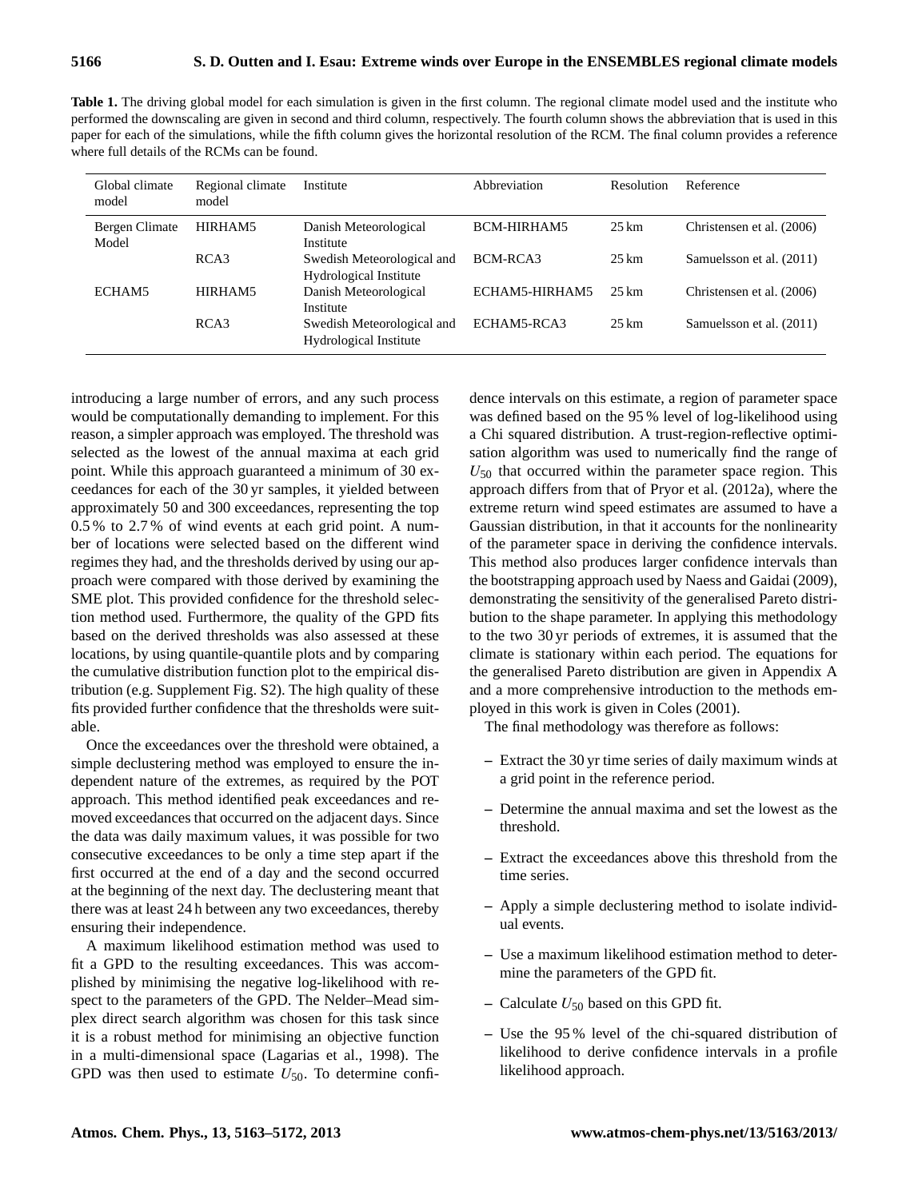**Table 1.** The driving global model for each simulation is given in the first column. The regional climate model used and the institute who performed the downscaling are given in second and third column, respectively. The fourth column shows the abbreviation that is used in this paper for each of the simulations, while the fifth column gives the horizontal resolution of the RCM. The final column provides a reference where full details of the RCMs can be found.

| Global climate model | Regional climate model | Institute | Abbreviation | Resolution | Reference |
|---|---|---|---|---|---|
| Bergen Climate Model | HIRHAM5 | Danish Meteorological Institute | BCM-HIRHAM5 | 25 km | Christensen et al. (2006) |
| | RCA3 | Swedish Meteorological and Hydrological Institute | BCM-RCA3 | 25 km | Samuelsson et al. (2011) |
| ECHAM5 | HIRHAM5 | Danish Meteorological Institute | ECHAM5-HIRHAM5 | 25 km | Christensen et al. (2006) |
| | RCA3 | Swedish Meteorological and Hydrological Institute | ECHAM5-RCA3 | 25 km | Samuelsson et al. (2011) |

introducing a large number of errors, and any such process would be computationally demanding to implement. For this reason, a simpler approach was employed. The threshold was selected as the lowest of the annual maxima at each grid point. While this approach guaranteed a minimum of 30 exceedances for each of the 30 yr samples, it yielded between approximately 50 and 300 exceedances, representing the top 0.5 % to 2.7 % of wind events at each grid point. A number of locations were selected based on the different wind regimes they had, and the thresholds derived by using our approach were compared with those derived by examining the SME plot. This provided confidence for the threshold selection method used. Furthermore, the quality of the GPD fits based on the derived thresholds was also assessed at these locations, by using quantile-quantile plots and by comparing the cumulative distribution function plot to the empirical distribution (e.g. Supplement Fig. S2). The high quality of these fits provided further confidence that the thresholds were suitable.

Once the exceedances over the threshold were obtained, a simple declustering method was employed to ensure the independent nature of the extremes, as required by the POT approach. This method identified peak exceedances and removed exceedances that occurred on the adjacent days. Since the data was daily maximum values, it was possible for two consecutive exceedances to be only a time step apart if the first occurred at the end of a day and the second occurred at the beginning of the next day. The declustering meant that there was at least 24 h between any two exceedances, thereby ensuring their independence.

A maximum likelihood estimation method was used to fit a GPD to the resulting exceedances. This was accomplished by minimising the negative log-likelihood with respect to the parameters of the GPD. The Nelder–Mead simplex direct search algorithm was chosen for this task since it is a robust method for minimising an objective function in a multi-dimensional space (Lagarias et al., 1998). The GPD was then used to estimate $U_{50}$. To determine confidence intervals on this estimate, a region of parameter space was defined based on the 95 % level of log-likelihood using a Chi squared distribution. A trust-region-reflective optimisation algorithm was used to numerically find the range of $U_{50}$ that occurred within the parameter space region. This approach differs from that of Pryor et al. (2012a), where the extreme return wind speed estimates are assumed to have a Gaussian distribution, in that it accounts for the nonlinearity of the parameter space in deriving the confidence intervals. This method also produces larger confidence intervals than the bootstrapping approach used by Naess and Gaidai (2009), demonstrating the sensitivity of the generalised Pareto distribution to the shape parameter. In applying this methodology to the two 30 yr periods of extremes, it is assumed that the climate is stationary within each period. The equations for the generalised Pareto distribution are given in Appendix A and a more comprehensive introduction to the methods employed in this work is given in Coles (2001).

The final methodology was therefore as follows:

- Extract the 30 yr time series of daily maximum winds at a grid point in the reference period.
- Determine the annual maxima and set the lowest as the threshold.
- Extract the exceedances above this threshold from the time series.
- Apply a simple declustering method to isolate individual events.
- Use a maximum likelihood estimation method to determine the parameters of the GPD fit.
- Calculate $U_{50}$ based on this GPD fit.
- Use the 95 % level of the chi-squared distribution of likelihood to derive confidence intervals in a profile likelihood approach.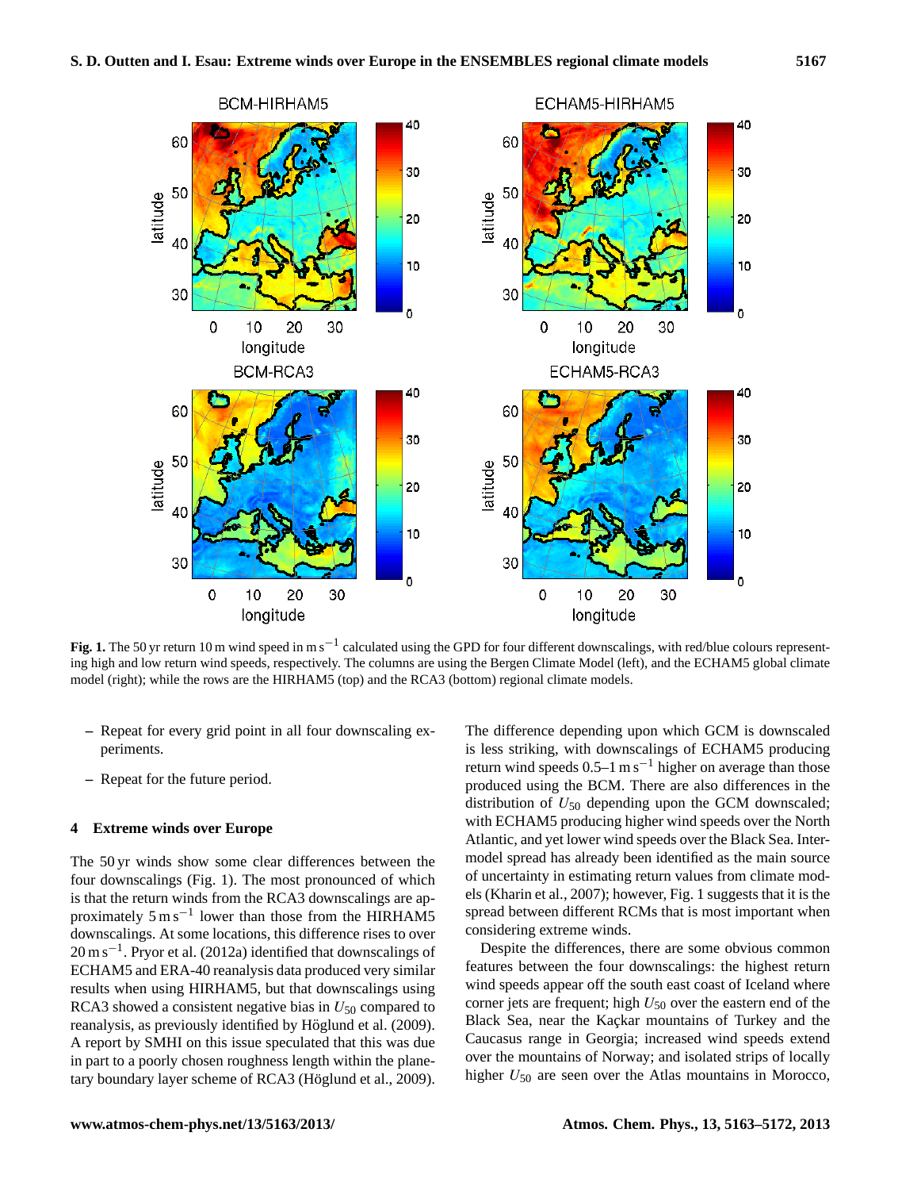**Fig. 1.** The 50 yr return 10 m wind speed in m s$^{-1}$ calculated using the GPD for four different downscalings, with red/blue colours representing high and low return wind speeds, respectively. The columns are using the Bergen Climate Model (left), and the ECHAM5 global climate model (right); while the rows are the HIRHAM5 (top) and the RCA3 (bottom) regional climate models.

– Repeat for every grid point in all four downscaling experiments.

– Repeat for the future period.

## 4 Extreme winds over Europe

The 50 yr winds show some clear differences between the four downscalings (Fig. 1). The most pronounced of which is that the return winds from the RCA3 downscalings are approximately 5 m s$^{-1}$ lower than those from the HIRHAM5 downscalings. At some locations, this difference rises to over 20 m s$^{-1}$. Pryor et al. (2012a) identified that downscalings of ECHAM5 and ERA-40 reanalysis data produced very similar results when using HIRHAM5, but that downscalings using RCA3 showed a consistent negative bias in $U_{50}$ compared to reanalysis, as previously identified by Höglund et al. (2009). A report by SMHI on this issue speculated that this was due in part to a poorly chosen roughness length within the planetary boundary layer scheme of RCA3 (Höglund et al., 2009).

The difference depending upon which GCM is downscaled is less striking, with downscalings of ECHAM5 producing return wind speeds 0.5–1 m s$^{-1}$ higher on average than those produced using the BCM. There are also differences in the distribution of $U_{50}$ depending upon the GCM downscaled; with ECHAM5 producing higher wind speeds over the North Atlantic, and yet lower wind speeds over the Black Sea. Intermodel spread has already been identified as the main source of uncertainty in estimating return values from climate models (Kharin et al., 2007); however, Fig. 1 suggests that it is the spread between different RCMs that is most important when considering extreme winds.

Despite the differences, there are some obvious common features between the four downscalings: the highest return wind speeds appear off the south east coast of Iceland where corner jets are frequent; high $U_{50}$ over the eastern end of the Black Sea, near the Kaçkar mountains of Turkey and the Caucasus range in Georgia; increased wind speeds extend over the mountains of Norway; and isolated strips of locally higher $U_{50}$ are seen over the Atlas mountains in Morocco,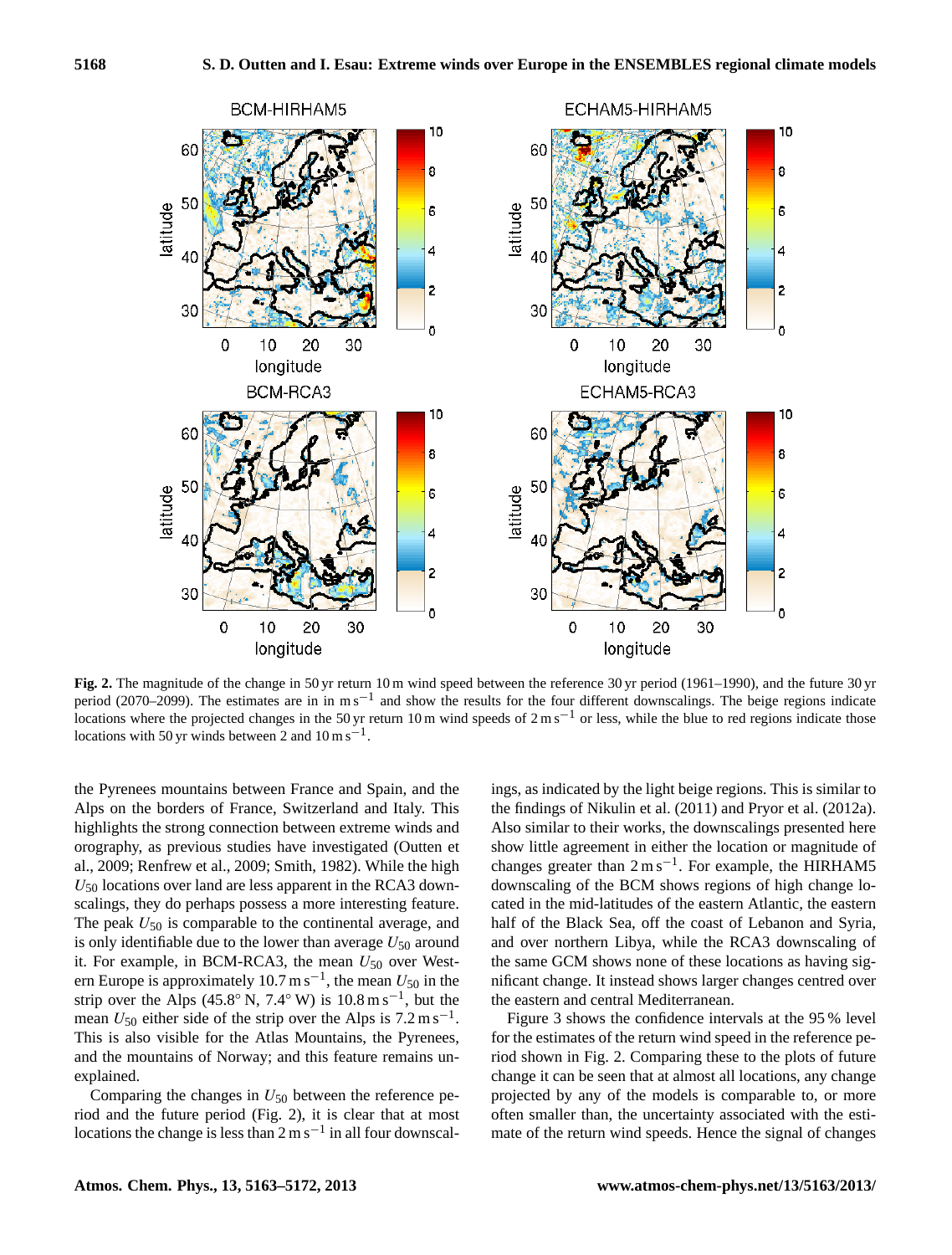**Fig. 2.** The magnitude of the change in 50 yr return 10 m wind speed between the reference 30 yr period (1961–1990), and the future 30 yr period (2070–2099). The estimates are in in $m s^{-1}$ and show the results for the four different downscalings. The beige regions indicate locations where the projected changes in the 50 yr return 10 m wind speeds of $2 m s^{-1}$ or less, while the blue to red regions indicate those locations with 50 yr winds between 2 and $10 m s^{-1}$.

the Pyrenees mountains between France and Spain, and the Alps on the borders of France, Switzerland and Italy. This highlights the strong connection between extreme winds and orography, as previous studies have investigated (Outten et al., 2009; Renfrew et al., 2009; Smith, 1982). While the high $U_{50}$ locations over land are less apparent in the RCA3 downscalings, they do perhaps possess a more interesting feature. The peak $U_{50}$ is comparable to the continental average, and is only identifiable due to the lower than average $U_{50}$ around it. For example, in BCM-RCA3, the mean $U_{50}$ over Western Europe is approximately $10.7 m s^{-1}$, the mean $U_{50}$ in the strip over the Alps (45.8° N, 7.4° W) is $10.8 m s^{-1}$, but the mean $U_{50}$ either side of the strip over the Alps is $7.2 m s^{-1}$. This is also visible for the Atlas Mountains, the Pyrenees, and the mountains of Norway; and this feature remains unexplained.

Comparing the changes in $U_{50}$ between the reference period and the future period (Fig. 2), it is clear that at most locations the change is less than $2 m s^{-1}$ in all four downscalings, as indicated by the light beige regions. This is similar to the findings of Nikulin et al. (2011) and Pryor et al. (2012a). Also similar to their works, the downscalings presented here show little agreement in either the location or magnitude of changes greater than $2 m s^{-1}$. For example, the HIRHAM5 downscaling of the BCM shows regions of high change located in the mid-latitudes of the eastern Atlantic, the eastern half of the Black Sea, off the coast of Lebanon and Syria, and over northern Libya, while the RCA3 downscaling of the same GCM shows none of these locations as having significant change. It instead shows larger changes centred over the eastern and central Mediterranean.

Figure 3 shows the confidence intervals at the 95 % level for the estimates of the return wind speed in the reference period shown in Fig. 2. Comparing these to the plots of future change it can be seen that at almost all locations, any change projected by any of the models is comparable to, or more often smaller than, the uncertainty associated with the estimate of the return wind speeds. Hence the signal of changes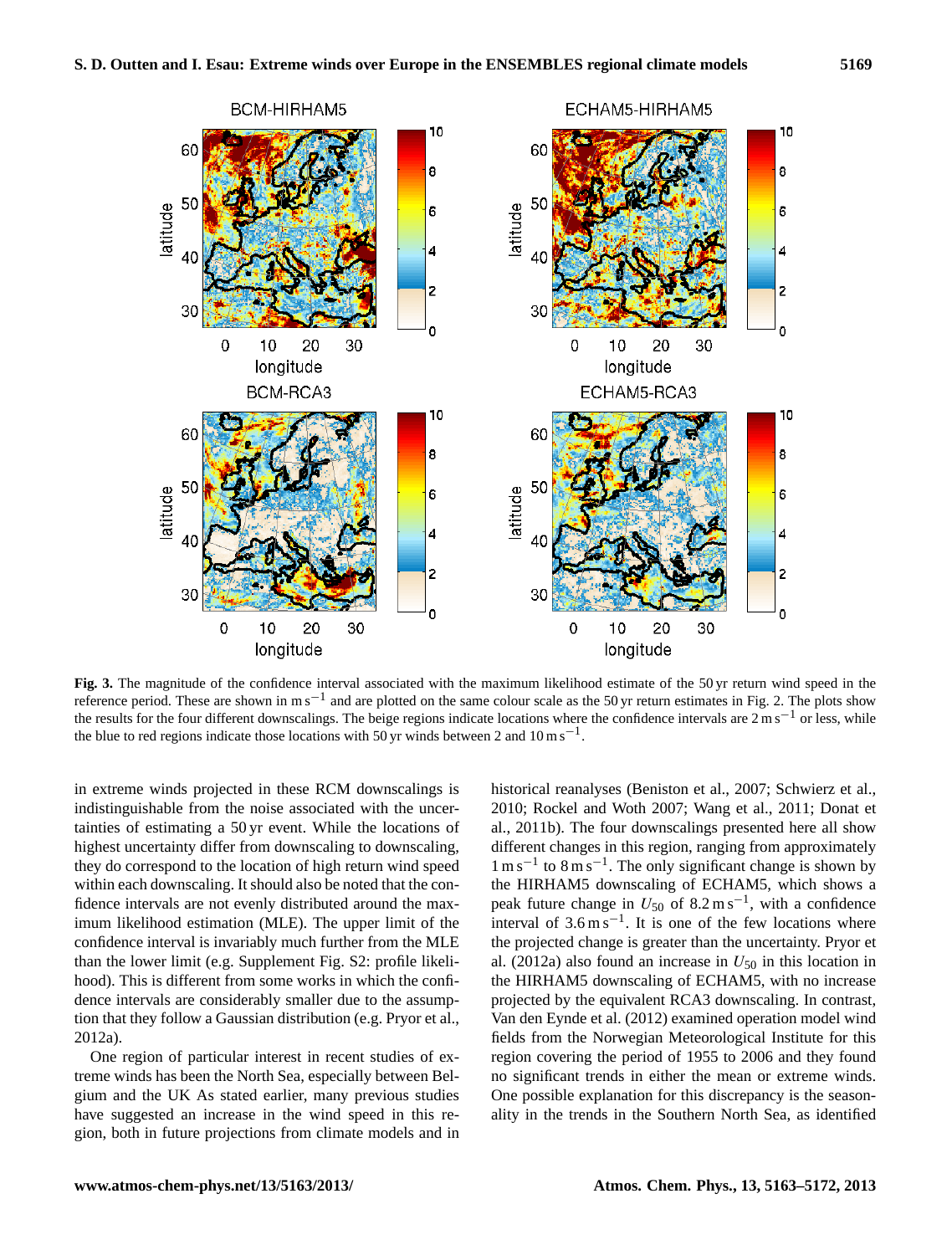**Fig. 3.** The magnitude of the confidence interval associated with the maximum likelihood estimate of the 50 yr return wind speed in the reference period. These are shown in $\mathrm{m\,s^{-1}}$ and are plotted on the same colour scale as the 50 yr return estimates in Fig. 2. The plots show the results for the four different downscalings. The beige regions indicate locations where the confidence intervals are $2\,\mathrm{m\,s^{-1}}$ or less, while the blue to red regions indicate those locations with 50 yr winds between 2 and $10\,\mathrm{m\,s^{-1}}$.

in extreme winds projected in these RCM downscalings is indistinguishable from the noise associated with the uncertainties of estimating a 50 yr event. While the locations of highest uncertainty differ from downscaling to downscaling, they do correspond to the location of high return wind speed within each downscaling. It should also be noted that the confidence intervals are not evenly distributed around the maximum likelihood estimation (MLE). The upper limit of the confidence interval is invariably much further from the MLE than the lower limit (e.g. Supplement Fig. S2: profile likelihood). This is different from some works in which the confidence intervals are considerably smaller due to the assumption that they follow a Gaussian distribution (e.g. Pryor et al., 2012a).

One region of particular interest in recent studies of extreme winds has been the North Sea, especially between Belgium and the UK As stated earlier, many previous studies have suggested an increase in the wind speed in this region, both in future projections from climate models and in historical reanalyses (Beniston et al., 2007; Schwierz et al., 2010; Rockel and Woth 2007; Wang et al., 2011; Donat et al., 2011b). The four downscalings presented here all show different changes in this region, ranging from approximately $1\,\mathrm{m\,s^{-1}}$ to $8\,\mathrm{m\,s^{-1}}$. The only significant change is shown by the HIRHAM5 downscaling of ECHAM5, which shows a peak future change in $U_{50}$ of $8.2\,\mathrm{m\,s^{-1}}$, with a confidence interval of $3.6\,\mathrm{m\,s^{-1}}$. It is one of the few locations where the projected change is greater than the uncertainty. Pryor et al. (2012a) also found an increase in $U_{50}$ in this location in the HIRHAM5 downscaling of ECHAM5, with no increase projected by the equivalent RCA3 downscaling. In contrast, Van den Eynde et al. (2012) examined operation model wind fields from the Norwegian Meteorological Institute for this region covering the period of 1955 to 2006 and they found no significant trends in either the mean or extreme winds. One possible explanation for this discrepancy is the seasonality in the trends in the Southern North Sea, as identified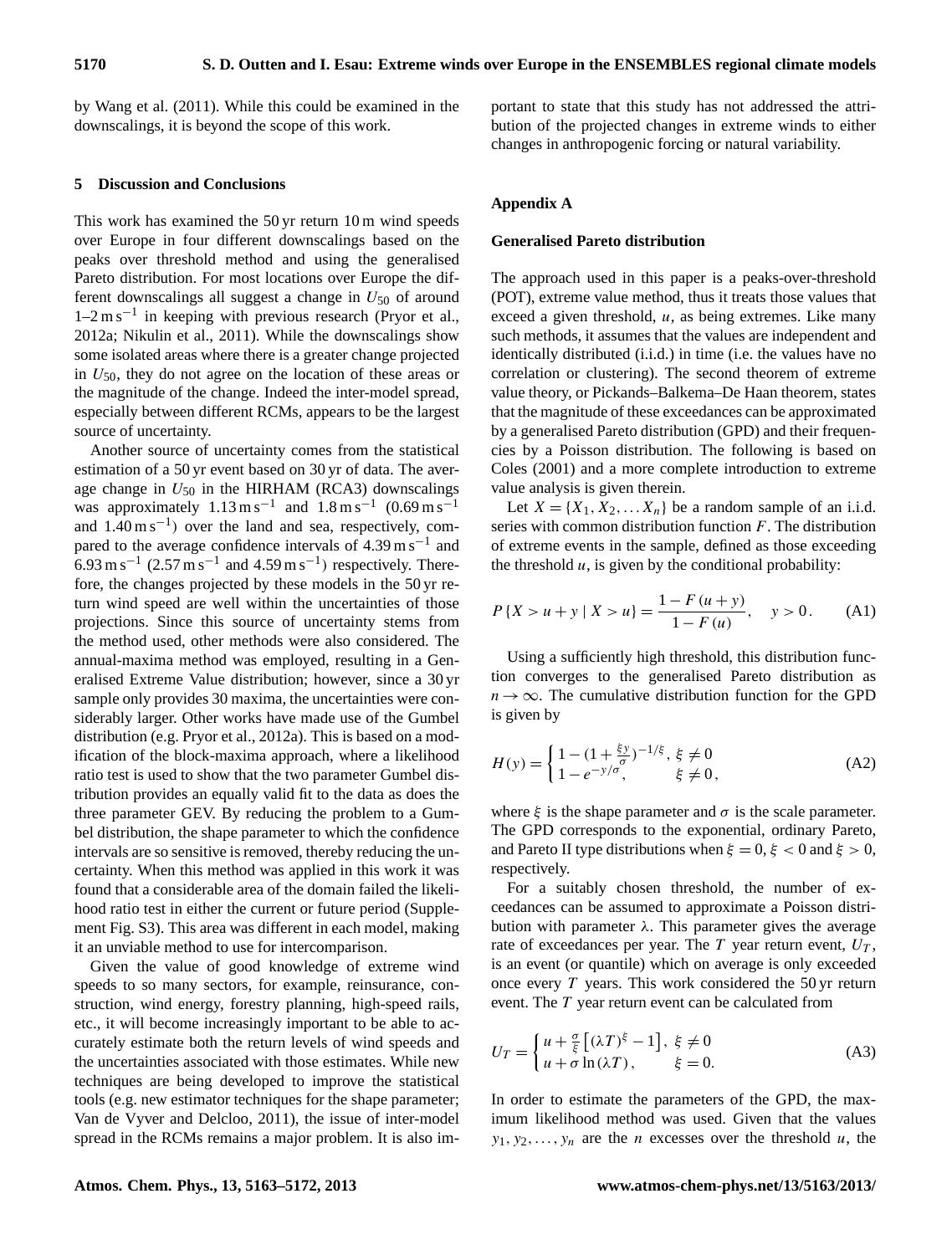by Wang et al. (2011). While this could be examined in the downscalings, it is beyond the scope of this work.

## 5 Discussion and Conclusions

This work has examined the 50 yr return 10 m wind speeds over Europe in four different downscalings based on the peaks over threshold method and using the generalised Pareto distribution. For most locations over Europe the different downscalings all suggest a change in $U_{50}$ of around 1–2 $\mathrm{m\,s^{-1}}$ in keeping with previous research (Pryor et al., 2012a; Nikulin et al., 2011). While the downscalings show some isolated areas where there is a greater change projected in $U_{50}$, they do not agree on the location of these areas or the magnitude of the change. Indeed the inter-model spread, especially between different RCMs, appears to be the largest source of uncertainty.

Another source of uncertainty comes from the statistical estimation of a 50 yr event based on 30 yr of data. The average change in $U_{50}$ in the HIRHAM (RCA3) downscalings was approximately 1.13 $\mathrm{m\,s^{-1}}$ and 1.8 $\mathrm{m\,s^{-1}}$ (0.69 $\mathrm{m\,s^{-1}}$ and 1.40 $\mathrm{m\,s^{-1}}$) over the land and sea, respectively, compared to the average confidence intervals of 4.39 $\mathrm{m\,s^{-1}}$ and 6.93 $\mathrm{m\,s^{-1}}$ (2.57 $\mathrm{m\,s^{-1}}$ and 4.59 $\mathrm{m\,s^{-1}}$) respectively. Therefore, the changes projected by these models in the 50 yr return wind speed are well within the uncertainties of those projections. Since this source of uncertainty stems from the method used, other methods were also considered. The annual-maxima method was employed, resulting in a Generalised Extreme Value distribution; however, since a 30 yr sample only provides 30 maxima, the uncertainties were considerably larger. Other works have made use of the Gumbel distribution (e.g. Pryor et al., 2012a). This is based on a modification of the block-maxima approach, where a likelihood ratio test is used to show that the two parameter Gumbel distribution provides an equally valid fit to the data as does the three parameter GEV. By reducing the problem to a Gumbel distribution, the shape parameter to which the confidence intervals are so sensitive is removed, thereby reducing the uncertainty. When this method was applied in this work it was found that a considerable area of the domain failed the likelihood ratio test in either the current or future period (Supplement Fig. S3). This area was different in each model, making it an unviable method to use for intercomparison.

Given the value of good knowledge of extreme wind speeds to so many sectors, for example, reinsurance, construction, wind energy, forestry planning, high-speed rails, etc., it will become increasingly important to be able to accurately estimate both the return levels of wind speeds and the uncertainties associated with those estimates. While new techniques are being developed to improve the statistical tools (e.g. new estimator techniques for the shape parameter; Van de Vyver and Delcloo, 2011), the issue of inter-model spread in the RCMs remains a major problem. It is also important to state that this study has not addressed the attribution of the projected changes in extreme winds to either changes in anthropogenic forcing or natural variability.

## Appendix A

### Generalised Pareto distribution

The approach used in this paper is a peaks-over-threshold (POT), extreme value method, thus it treats those values that exceed a given threshold, $u$, as being extremes. Like many such methods, it assumes that the values are independent and identically distributed (i.i.d.) in time (i.e. the values have no correlation or clustering). The second theorem of extreme value theory, or Pickands–Balkema–De Haan theorem, states that the magnitude of these exceedances can be approximated by a generalised Pareto distribution (GPD) and their frequencies by a Poisson distribution. The following is based on Coles (2001) and a more complete introduction to extreme value analysis is given therein.

Let $X = \{X_1, X_2, \ldots X_n\}$ be a random sample of an i.i.d. series with common distribution function $F$. The distribution of extreme events in the sample, defined as those exceeding the threshold $u$, is given by the conditional probability:

$$P\{X > u + y \mid X > u\} = \frac{1 - F(u + y)}{1 - F(u)}, \quad y > 0. \tag{A1}$$

Using a sufficiently high threshold, this distribution function converges to the generalised Pareto distribution as $n \to \infty$. The cumulative distribution function for the GPD is given by

$$H(y) = \begin{cases} 1 - (1 + \frac{\xi y}{\sigma})^{-1/\xi}, & \xi \neq 0 \\ 1 - e^{-y/\sigma}, & \xi \neq 0, \end{cases} \tag{A2}$$

where $\xi$ is the shape parameter and $\sigma$ is the scale parameter. The GPD corresponds to the exponential, ordinary Pareto, and Pareto II type distributions when $\xi = 0$, $\xi < 0$ and $\xi > 0$, respectively.

For a suitably chosen threshold, the number of exceedances can be assumed to approximate a Poisson distribution with parameter $\lambda$. This parameter gives the average rate of exceedances per year. The $T$ year return event, $U_T$, is an event (or quantile) which on average is only exceeded once every $T$ years. This work considered the 50 yr return event. The $T$ year return event can be calculated from

$$U_T = \begin{cases} u + \frac{\sigma}{\xi}\left[(\lambda T)^{\xi} - 1\right], & \xi \neq 0 \\ u + \sigma \ln(\lambda T), & \xi = 0. \end{cases} \tag{A3}$$

In order to estimate the parameters of the GPD, the maximum likelihood method was used. Given that the values $y_1, y_2, \ldots, y_n$ are the $n$ excesses over the threshold $u$, the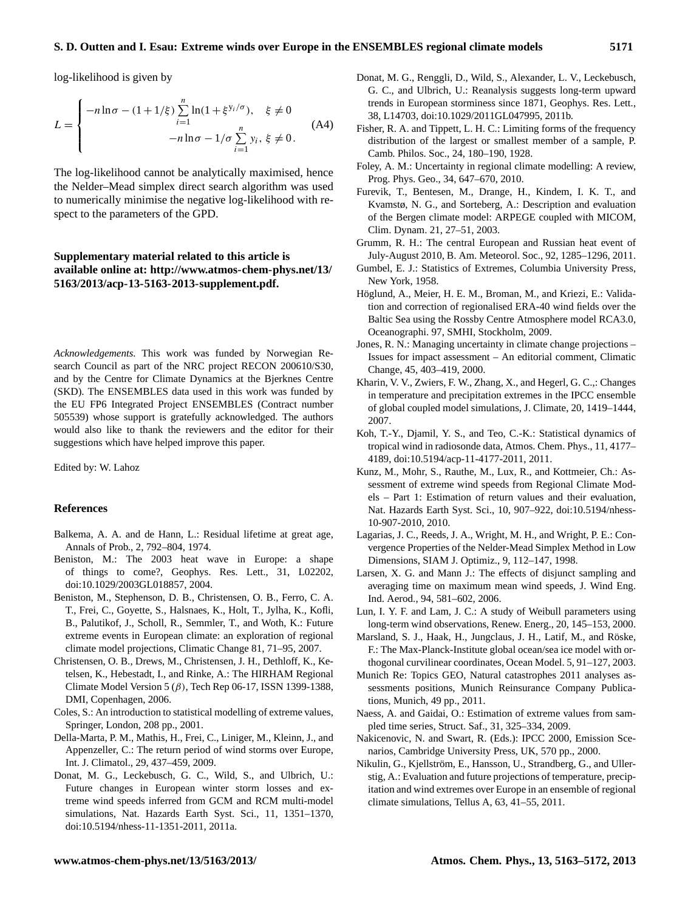log-likelihood is given by

$$L = \begin{cases} -n\ln\sigma - (1+1/\xi)\sum_{i=1}^{n}\ln(1+\xi^{y_i/\sigma}), & \xi \neq 0 \\ -n\ln\sigma - 1/\sigma\sum_{i=1}^{n} y_i, & \xi \neq 0. \end{cases} \quad \text{(A4)}$$

The log-likelihood cannot be analytically maximised, hence the Nelder–Mead simplex direct search algorithm was used to numerically minimise the negative log-likelihood with respect to the parameters of the GPD.

**Supplementary material related to this article is available online at: http://www.atmos-chem-phys.net/13/5163/2013/acp-13-5163-2013-supplement.pdf.**

*Acknowledgements.* This work was funded by Norwegian Research Council as part of the NRC project RECON 200610/S30, and by the Centre for Climate Dynamics at the Bjerknes Centre (SKD). The ENSEMBLES data used in this work was funded by the EU FP6 Integrated Project ENSEMBLES (Contract number 505539) whose support is gratefully acknowledged. The authors would also like to thank the reviewers and the editor for their suggestions which have helped improve this paper.

Edited by: W. Lahoz

## References

Balkema, A. A. and de Hann, L.: Residual lifetime at great age, Annals of Prob., 2, 792–804, 1974.

Beniston, M.: The 2003 heat wave in Europe: a shape of things to come?, Geophys. Res. Lett., 31, L02202, doi:10.1029/2003GL018857, 2004.

Beniston, M., Stephenson, D. B., Christensen, O. B., Ferro, C. A. T., Frei, C., Goyette, S., Halsnaes, K., Holt, T., Jylha, K., Kofli, B., Palutikof, J., Scholl, R., Semmler, T., and Woth, K.: Future extreme events in European climate: an exploration of regional climate model projections, Climatic Change 81, 71–95, 2007.

Christensen, O. B., Drews, M., Christensen, J. H., Dethloff, K., Ketelsen, K., Hebestadt, I., and Rinke, A.: The HIRHAM Regional Climate Model Version 5 ($\beta$), Tech Rep 06-17, ISSN 1399-1388, DMI, Copenhagen, 2006.

Coles, S.: An introduction to statistical modelling of extreme values, Springer, London, 208 pp., 2001.

Della-Marta, P. M., Mathis, H., Frei, C., Liniger, M., Kleinn, J., and Appenzeller, C.: The return period of wind storms over Europe, Int. J. Climatol., 29, 437–459, 2009.

Donat, M. G., Leckebusch, G. C., Wild, S., and Ulbrich, U.: Future changes in European winter storm losses and extreme wind speeds inferred from GCM and RCM multi-model simulations, Nat. Hazards Earth Syst. Sci., 11, 1351–1370, doi:10.5194/nhess-11-1351-2011, 2011a.

Donat, M. G., Renggli, D., Wild, S., Alexander, L. V., Leckebusch, G. C., and Ulbrich, U.: Reanalysis suggests long-term upward trends in European storminess since 1871, Geophys. Res. Lett., 38, L14703, doi:10.1029/2011GL047995, 2011b.

Fisher, R. A. and Tippett, L. H. C.: Limiting forms of the frequency distribution of the largest or smallest member of a sample, P. Camb. Philos. Soc., 24, 180–190, 1928.

Foley, A. M.: Uncertainty in regional climate modelling: A review, Prog. Phys. Geo., 34, 647–670, 2010.

Furevik, T., Bentesen, M., Drange, H., Kindem, I. K. T., and Kvamstø, N. G., and Sorteberg, A.: Description and evaluation of the Bergen climate model: ARPEGE coupled with MICOM, Clim. Dynam. 21, 27–51, 2003.

Grumm, R. H.: The central European and Russian heat event of July-August 2010, B. Am. Meteorol. Soc., 92, 1285–1296, 2011.

Gumbel, E. J.: Statistics of Extremes, Columbia University Press, New York, 1958.

Höglund, A., Meier, H. E. M., Broman, M., and Kriezi, E.: Validation and correction of regionalised ERA-40 wind fields over the Baltic Sea using the Rossby Centre Atmosphere model RCA3.0, Oceanographi. 97, SMHI, Stockholm, 2009.

Jones, R. N.: Managing uncertainty in climate change projections – Issues for impact assessment – An editorial comment, Climatic Change, 45, 403–419, 2000.

Kharin, V. V., Zwiers, F. W., Zhang, X., and Hegerl, G. C.,: Changes in temperature and precipitation extremes in the IPCC ensemble of global coupled model simulations, J. Climate, 20, 1419–1444, 2007.

Koh, T.-Y., Djamil, Y. S., and Teo, C.-K.: Statistical dynamics of tropical wind in radiosonde data, Atmos. Chem. Phys., 11, 4177–4189, doi:10.5194/acp-11-4177-2011, 2011.

Kunz, M., Mohr, S., Rauthe, M., Lux, R., and Kottmeier, Ch.: Assessment of extreme wind speeds from Regional Climate Models – Part 1: Estimation of return values and their evaluation, Nat. Hazards Earth Syst. Sci., 10, 907–922, doi:10.5194/nhess-10-907-2010, 2010.

Lagarias, J. C., Reeds, J. A., Wright, M. H., and Wright, P. E.: Convergence Properties of the Nelder-Mead Simplex Method in Low Dimensions, SIAM J. Optimiz., 9, 112–147, 1998.

Larsen, X. G. and Mann J.: The effects of disjunct sampling and averaging time on maximum mean wind speeds, J. Wind Eng. Ind. Aerod., 94, 581–602, 2006.

Lun, I. Y. F. and Lam, J. C.: A study of Weibull parameters using long-term wind observations, Renew. Energ., 20, 145–153, 2000.

Marsland, S. J., Haak, H., Jungclaus, J. H., Latif, M., and Röske, F.: The Max-Planck-Institute global ocean/sea ice model with orthogonal curvilinear coordinates, Ocean Model. 5, 91–127, 2003.

Munich Re: Topics GEO, Natural catastrophes 2011 analyses assessments positions, Munich Reinsurance Company Publications, Munich, 49 pp., 2011.

Naess, A. and Gaidai, O.: Estimation of extreme values from sampled time series, Struct. Saf., 31, 325–334, 2009.

Nakicenovic, N. and Swart, R. (Eds.): IPCC 2000, Emission Scenarios, Cambridge University Press, UK, 570 pp., 2000.

Nikulin, G., Kjellström, E., Hansson, U., Strandberg, G., and Ullerstig, A.: Evaluation and future projections of temperature, precipitation and wind extremes over Europe in an ensemble of regional climate simulations, Tellus A, 63, 41–55, 2011.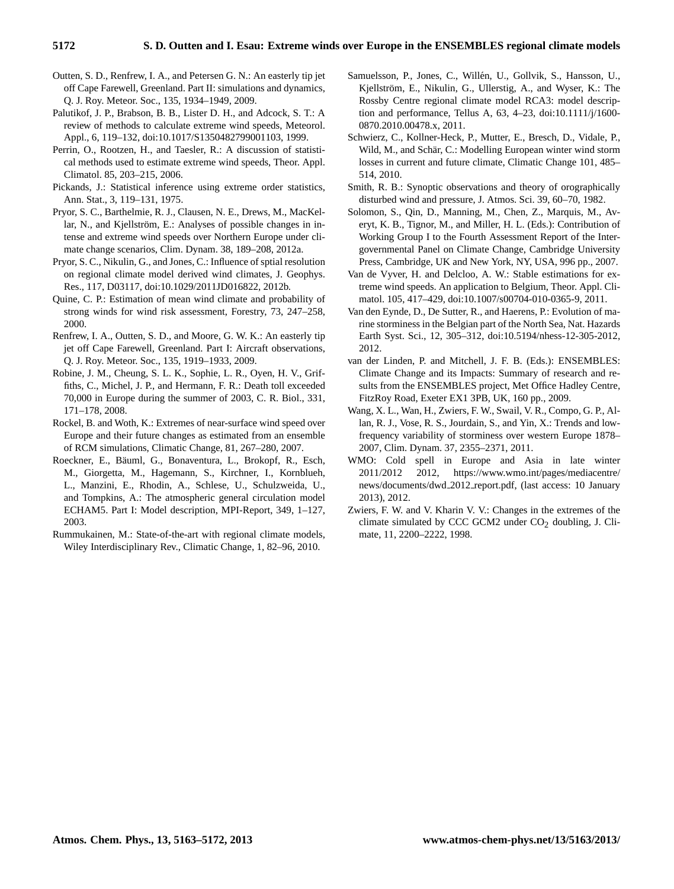Outten, S. D., Renfrew, I. A., and Petersen G. N.: An easterly tip jet off Cape Farewell, Greenland. Part II: simulations and dynamics, Q. J. Roy. Meteor. Soc., 135, 1934–1949, 2009.

Palutikof, J. P., Brabson, B. B., Lister D. H., and Adcock, S. T.: A review of methods to calculate extreme wind speeds, Meteorol. Appl., 6, 119–132, doi:10.1017/S1350482799001103, 1999.

Perrin, O., Rootzen, H., and Taesler, R.: A discussion of statistical methods used to estimate extreme wind speeds, Theor. Appl. Climatol. 85, 203–215, 2006.

Pickands, J.: Statistical inference using extreme order statistics, Ann. Stat., 3, 119–131, 1975.

Pryor, S. C., Barthelmie, R. J., Clausen, N. E., Drews, M., MacKellar, N., and Kjellström, E.: Analyses of possible changes in intense and extreme wind speeds over Northern Europe under climate change scenarios, Clim. Dynam. 38, 189–208, 2012a.

Pryor, S. C., Nikulin, G., and Jones, C.: Influence of sptial resolution on regional climate model derived wind climates, J. Geophys. Res., 117, D03117, doi:10.1029/2011JD016822, 2012b.

Quine, C. P.: Estimation of mean wind climate and probability of strong winds for wind risk assessment, Forestry, 73, 247–258, 2000.

Renfrew, I. A., Outten, S. D., and Moore, G. W. K.: An easterly tip jet off Cape Farewell, Greenland. Part I: Aircraft observations, Q. J. Roy. Meteor. Soc., 135, 1919–1933, 2009.

Robine, J. M., Cheung, S. L. K., Sophie, L. R., Oyen, H. V., Griffiths, C., Michel, J. P., and Hermann, F. R.: Death toll exceeded 70,000 in Europe during the summer of 2003, C. R. Biol., 331, 171–178, 2008.

Rockel, B. and Woth, K.: Extremes of near-surface wind speed over Europe and their future changes as estimated from an ensemble of RCM simulations, Climatic Change, 81, 267–280, 2007.

Roeckner, E., Bäuml, G., Bonaventura, L., Brokopf, R., Esch, M., Giorgetta, M., Hagemann, S., Kirchner, I., Kornblueh, L., Manzini, E., Rhodin, A., Schlese, U., Schulzweida, U., and Tompkins, A.: The atmospheric general circulation model ECHAM5. Part I: Model description, MPI-Report, 349, 1–127, 2003.

Rummukainen, M.: State-of-the-art with regional climate models, Wiley Interdisciplinary Rev., Climatic Change, 1, 82–96, 2010.

Samuelsson, P., Jones, C., Willén, U., Gollvik, S., Hansson, U., Kjellström, E., Nikulin, G., Ullerstig, A., and Wyser, K.: The Rossby Centre regional climate model RCA3: model description and performance, Tellus A, 63, 4–23, doi:10.1111/j/1600-0870.2010.00478.x, 2011.

Schwierz, C., Kollner-Heck, P., Mutter, E., Bresch, D., Vidale, P., Wild, M., and Schär, C.: Modelling European winter wind storm losses in current and future climate, Climatic Change 101, 485–514, 2010.

Smith, R. B.: Synoptic observations and theory of orographically disturbed wind and pressure, J. Atmos. Sci. 39, 60–70, 1982.

Solomon, S., Qin, D., Manning, M., Chen, Z., Marquis, M., Averyt, K. B., Tignor, M., and Miller, H. L. (Eds.): Contribution of Working Group I to the Fourth Assessment Report of the Intergovernmental Panel on Climate Change, Cambridge University Press, Cambridge, UK and New York, NY, USA, 996 pp., 2007.

Van de Vyver, H. and Delcloo, A. W.: Stable estimations for extreme wind speeds. An application to Belgium, Theor. Appl. Climatol. 105, 417–429, doi:10.1007/s00704-010-0365-9, 2011.

Van den Eynde, D., De Sutter, R., and Haerens, P.: Evolution of marine storminess in the Belgian part of the North Sea, Nat. Hazards Earth Syst. Sci., 12, 305–312, doi:10.5194/nhess-12-305-2012, 2012.

van der Linden, P. and Mitchell, J. F. B. (Eds.): ENSEMBLES: Climate Change and its Impacts: Summary of research and results from the ENSEMBLES project, Met Office Hadley Centre, FitzRoy Road, Exeter EX1 3PB, UK, 160 pp., 2009.

Wang, X. L., Wan, H., Zwiers, F. W., Swail, V. R., Compo, G. P., Allan, R. J., Vose, R. S., Jourdain, S., and Yin, X.: Trends and low-frequency variability of storminess over western Europe 1878–2007, Clim. Dynam. 37, 2355–2371, 2011.

WMO: Cold spell in Europe and Asia in late winter 2011/2012 2012, https://www.wmo.int/pages/mediacentre/news/documents/dwd_2012_report.pdf, (last access: 10 January 2013), 2012.

Zwiers, F. W. and V. Kharin V. V.: Changes in the extremes of the climate simulated by CCC GCM2 under $CO_2$ doubling, J. Climate, 11, 2200–2222, 1998.